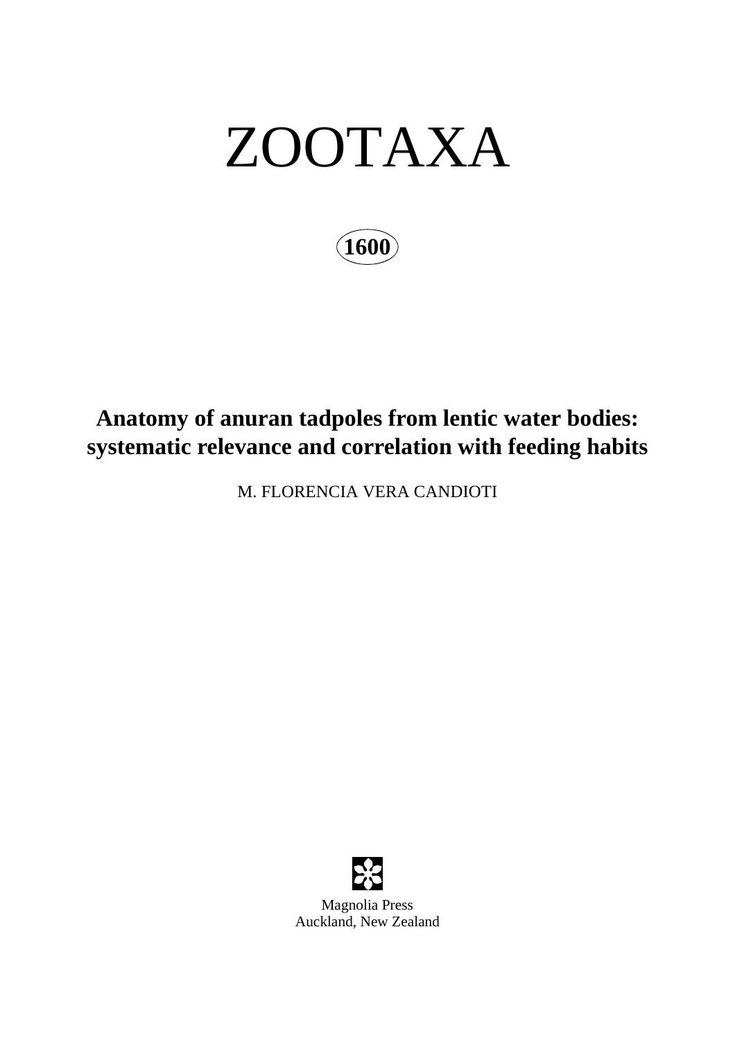# ZOOTAXA

**1600**

## Anatomy of anuran tadpoles from lentic water bodies: systematic relevance and correlation with feeding habits

M. FLORENCIA VERA CANDIOTI

Magnolia Press
Auckland, New Zealand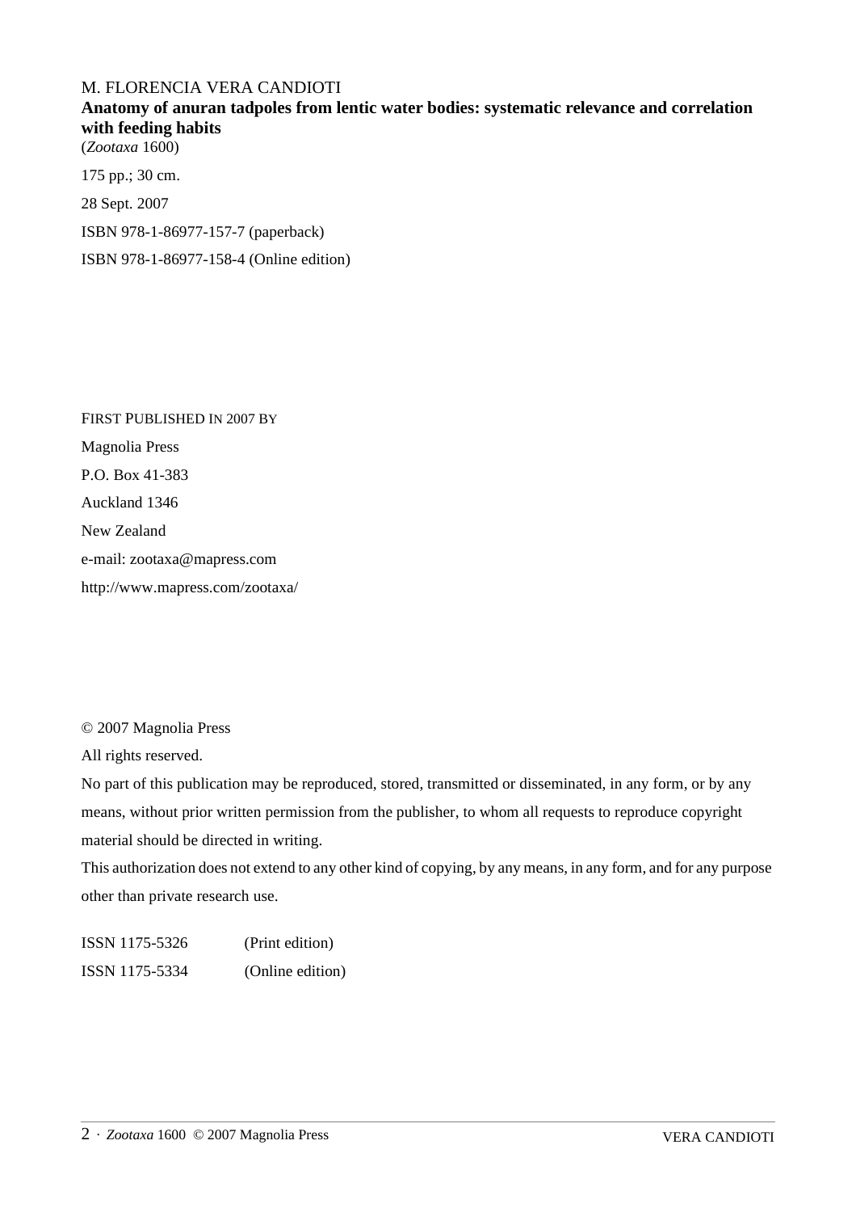M. FLORENCIA VERA CANDIOTI

**Anatomy of anuran tadpoles from lentic water bodies: systematic relevance and correlation with feeding habits**

(*Zootaxa* 1600)

175 pp.; 30 cm.

28 Sept. 2007

ISBN 978-1-86977-157-7 (paperback)

ISBN 978-1-86977-158-4 (Online edition)

FIRST PUBLISHED IN 2007 BY

Magnolia Press

P.O. Box 41-383

Auckland 1346

New Zealand

e-mail: zootaxa@mapress.com

http://www.mapress.com/zootaxa/

© 2007 Magnolia Press

All rights reserved.

No part of this publication may be reproduced, stored, transmitted or disseminated, in any form, or by any means, without prior written permission from the publisher, to whom all requests to reproduce copyright material should be directed in writing.

This authorization does not extend to any other kind of copying, by any means, in any form, and for any purpose other than private research use.

ISSN 1175-5326 (Print edition)

ISSN 1175-5334 (Online edition)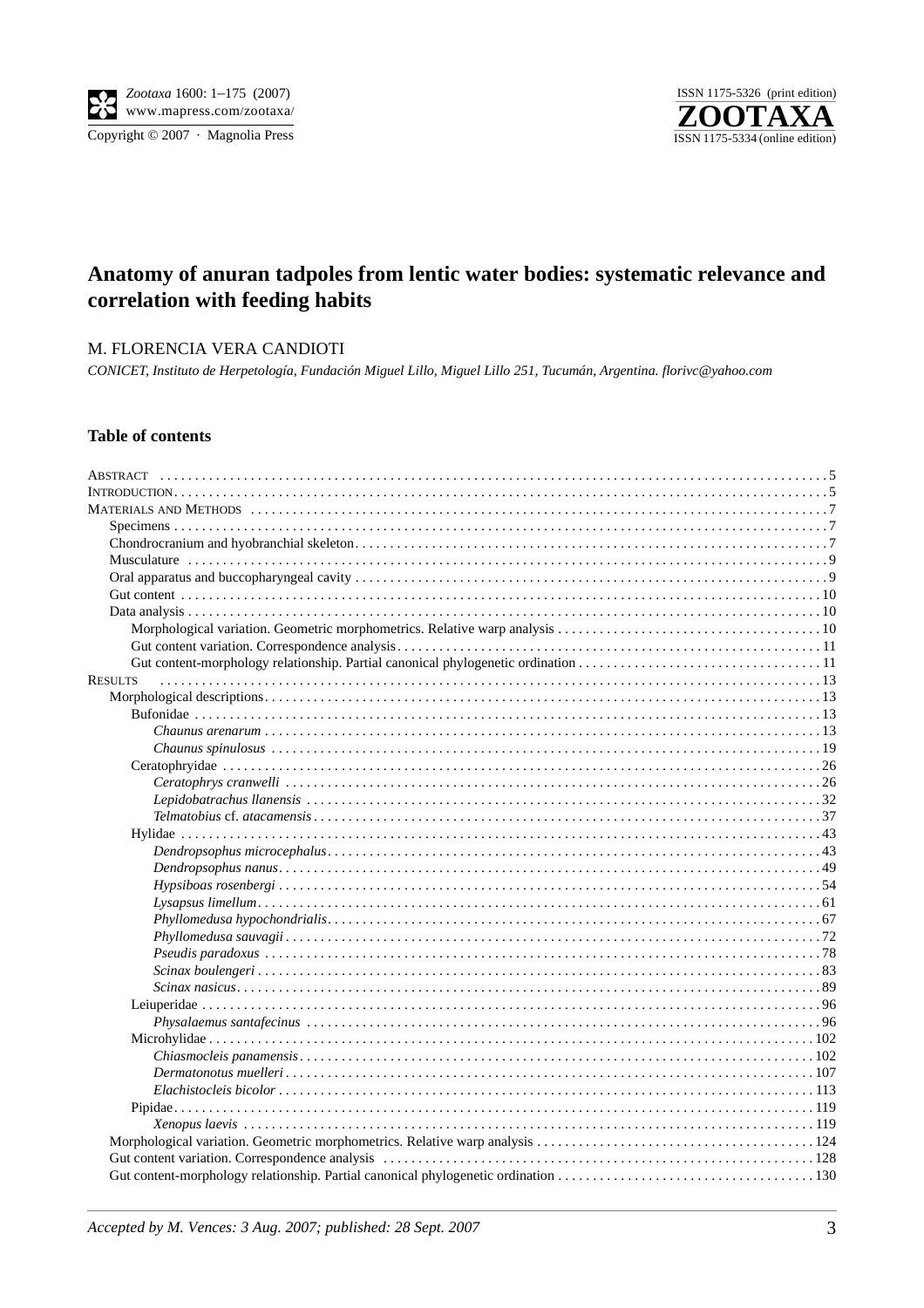*Zootaxa* 1600: 1–175 (2007)
www.mapress.com/zootaxa/

Copyright © 2007 · Magnolia Press

ISSN 1175-5326 (print edition)
**ZOOTAXA**
ISSN 1175-5334 (online edition)

# Anatomy of anuran tadpoles from lentic water bodies: systematic relevance and correlation with feeding habits

M. FLORENCIA VERA CANDIOTI

*CONICET, Instituto de Herpetología, Fundación Miguel Lillo, Miguel Lillo 251, Tucumán, Argentina. florivc@yahoo.com*

## Table of contents

Abstract . . . . . 5
Introduction . . . . . 5
Materials and Methods . . . . . 7
- Specimens . . . . . 7
- Chondrocranium and hyobranchial skeleton . . . . . 7
- Musculature . . . . . 9
- Oral apparatus and buccopharyngeal cavity . . . . . 9
- Gut content . . . . . 10
- Data analysis . . . . . 10
  - Morphological variation. Geometric morphometrics. Relative warp analysis . . . . . 10
  - Gut content variation. Correspondence analysis . . . . . 11
  - Gut content-morphology relationship. Partial canonical phylogenetic ordination . . . . . 11

Results . . . . . 13
- Morphological descriptions . . . . . 13
  - Bufonidae . . . . . 13
    - *Chaunus arenarum* . . . . . 13
    - *Chaunus spinulosus* . . . . . 19
  - Ceratophryidae . . . . . 26
    - *Ceratophrys cranwelli* . . . . . 26
    - *Lepidobatrachus llanensis* . . . . . 32
    - *Telmatobius* cf. *atacamensis* . . . . . 37
  - Hylidae . . . . . 43
    - *Dendropsophus microcephalus* . . . . . 43
    - *Dendropsophus nanus* . . . . . 49
    - *Hypsiboas rosenbergi* . . . . . 54
    - *Lysapsus limellum* . . . . . 61
    - *Phyllomedusa hypochondrialis* . . . . . 67
    - *Phyllomedusa sauvagii* . . . . . 72
    - *Pseudis paradoxus* . . . . . 78
    - *Scinax boulengeri* . . . . . 83
    - *Scinax nasicus* . . . . . 89
  - Leiuperidae . . . . . 96
    - *Physalaemus santafecinus* . . . . . 96
  - Microhylidae . . . . . 102
    - *Chiasmocleis panamensis* . . . . . 102
    - *Dermatonotus muelleri* . . . . . 107
    - *Elachistocleis bicolor* . . . . . 113
  - Pipidae . . . . . 119
    - *Xenopus laevis* . . . . . 119
- Morphological variation. Geometric morphometrics. Relative warp analysis . . . . . 124
- Gut content variation. Correspondence analysis . . . . . 128
- Gut content-morphology relationship. Partial canonical phylogenetic ordination . . . . . 130

*Accepted by M. Vences: 3 Aug. 2007; published: 28 Sept. 2007*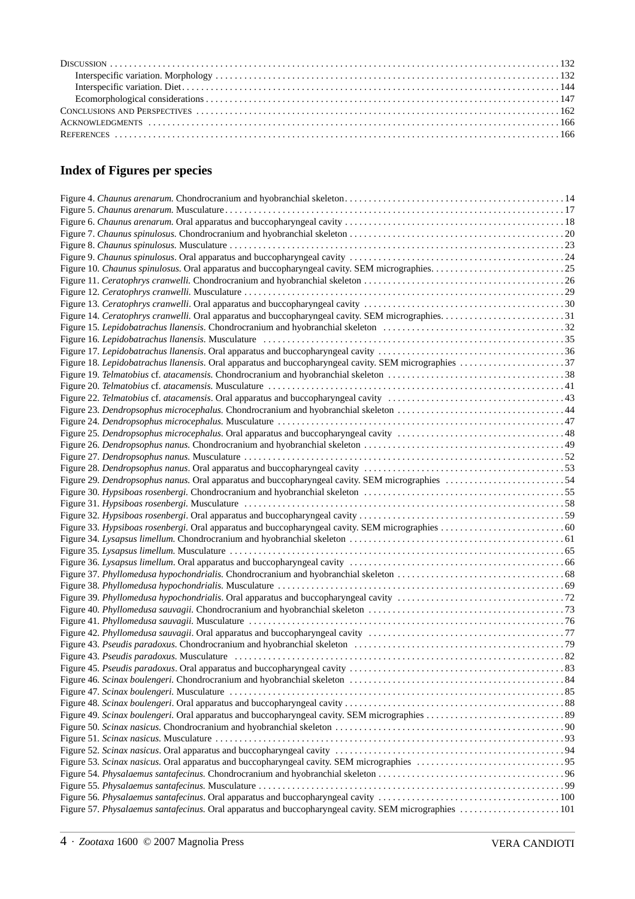DISCUSSION ........................................................................................... 132
  Interspecific variation. Morphology ........................................................... 132
  Interspecific variation. Diet ....................................................................... 144
  Ecomorphological considerations ............................................................. 147
CONCLUSIONS AND PERSPECTIVES ............................................................. 162
ACKNOWLEDGMENTS ........................................................................................ 166
REFERENCES .................................................................................................... 166

## Index of Figures per species

Figure 4. *Chaunus arenarum.* Chondrocranium and hyobranchial skeleton ..... 14
Figure 5. *Chaunus arenarum.* Musculature ..... 17
Figure 6. *Chaunus arenarum.* Oral apparatus and buccopharyngeal cavity ..... 18
Figure 7. *Chaunus spinulosus.* Chondrocranium and hyobranchial skeleton ..... 20
Figure 8. *Chaunus spinulosus.* Musculature ..... 23
Figure 9. *Chaunus spinulosus*. Oral apparatus and buccopharyngeal cavity ..... 24
Figure 10. *Chaunus spinulosus.* Oral apparatus and buccopharyngeal cavity. SEM micrographies ..... 25
Figure 11. *Ceratophrys cranwelli.* Chondrocranium and hyobranchial skeleton ..... 26
Figure 12. *Ceratophrys cranwelli.* Musculature ..... 29
Figure 13. *Ceratophrys cranwelli*. Oral apparatus and buccopharyngeal cavity ..... 30
Figure 14. *Ceratophrys cranwelli.* Oral apparatus and buccopharyngeal cavity. SEM micrographies ..... 31
Figure 15. *Lepidobatrachus llanensis.* Chondrocranium and hyobranchial skeleton ..... 32
Figure 16. *Lepidobatrachus llanensis.* Musculature ..... 35
Figure 17. *Lepidobatrachus llanensis*. Oral apparatus and buccopharyngeal cavity ..... 36
Figure 18. *Lepidobatrachus llanensis.* Oral apparatus and buccopharyngeal cavity. SEM micrographies ..... 37
Figure 19. *Telmatobius* cf. *atacamensis.* Chondrocranium and hyobranchial skeleton ..... 38
Figure 20. *Telmatobius* cf. *atacamensis.* Musculature ..... 41
Figure 22. *Telmatobius* cf. *atacamensis*. Oral apparatus and buccopharyngeal cavity ..... 43
Figure 23. *Dendropsophus microcephalus.* Chondrocranium and hyobranchial skeleton ..... 44
Figure 24. *Dendropsophus microcephalus.* Musculature ..... 47
Figure 25. *Dendropsophus microcephalus*. Oral apparatus and buccopharyngeal cavity ..... 48
Figure 26. *Dendropsophus nanus.* Chondrocranium and hyobranchial skeleton ..... 49
Figure 27. *Dendropsophus nanus.* Musculature ..... 52
Figure 28. *Dendropsophus nanus*. Oral apparatus and buccopharyngeal cavity ..... 53
Figure 29. *Dendropsophus nanus.* Oral apparatus and buccopharyngeal cavity. SEM micrographies ..... 54
Figure 30. *Hypsiboas rosenbergi.* Chondrocranium and hyobranchial skeleton ..... 55
Figure 31. *Hypsiboas rosenbergi.* Musculature ..... 58
Figure 32. *Hypsiboas rosenbergi*. Oral apparatus and buccopharyngeal cavity ..... 59
Figure 33. *Hypsiboas rosenbergi.* Oral apparatus and buccopharyngeal cavity. SEM micrographies ..... 60
Figure 34. *Lysapsus limellum.* Chondrocranium and hyobranchial skeleton ..... 61
Figure 35. *Lysapsus limellum.* Musculature ..... 65
Figure 36. *Lysapsus limellum*. Oral apparatus and buccopharyngeal cavity ..... 66
Figure 37. *Phyllomedusa hypochondrialis.* Chondrocranium and hyobranchial skeleton ..... 68
Figure 38. *Phyllomedusa hypochondrialis.* Musculature ..... 69
Figure 39. *Phyllomedusa hypochondrialis*. Oral apparatus and buccopharyngeal cavity ..... 72
Figure 40. *Phyllomedusa sauvagii.* Chondrocranium and hyobranchial skeleton ..... 73
Figure 41. *Phyllomedusa sauvagii.* Musculature ..... 76
Figure 42. *Phyllomedusa sauvagii*. Oral apparatus and buccopharyngeal cavity ..... 77
Figure 43. *Pseudis paradoxus.* Chondrocranium and hyobranchial skeleton ..... 79
Figure 43. *Pseudis paradoxus.* Musculature ..... 82
Figure 45. *Pseudis paradoxus*. Oral apparatus and buccopharyngeal cavity ..... 83
Figure 46. *Scinax boulengeri.* Chondrocranium and hyobranchial skeleton ..... 84
Figure 47. *Scinax boulengeri.* Musculature ..... 85
Figure 48. *Scinax boulengeri*. Oral apparatus and buccopharyngeal cavity ..... 88
Figure 49. *Scinax boulengeri.* Oral apparatus and buccopharyngeal cavity. SEM micrographies ..... 89
Figure 50. *Scinax nasicus.* Chondrocranium and hyobranchial skeleton ..... 90
Figure 51. *Scinax nasicus.* Musculature ..... 93
Figure 52. *Scinax nasicus*. Oral apparatus and buccopharyngeal cavity ..... 94
Figure 53. *Scinax nasicus.* Oral apparatus and buccopharyngeal cavity. SEM micrographies ..... 95
Figure 54. *Physalaemus santafecinus.* Chondrocranium and hyobranchial skeleton ..... 96
Figure 55. *Physalaemus santafecinus.* Musculature ..... 99
Figure 56. *Physalaemus santafecinus*. Oral apparatus and buccopharyngeal cavity ..... 100
Figure 57. *Physalaemus santafecinus.* Oral apparatus and buccopharyngeal cavity. SEM micrographies ..... 101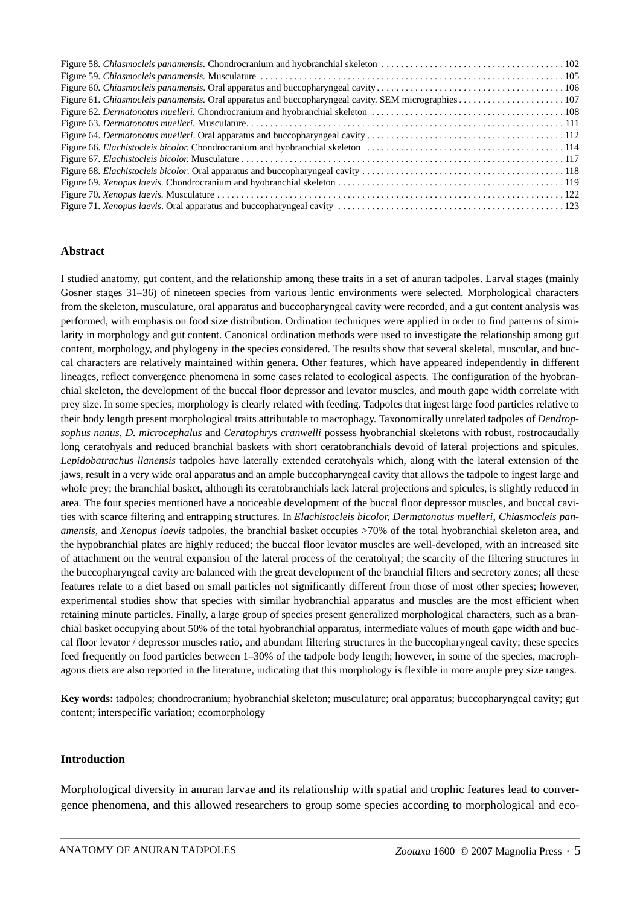Figure 58. *Chiasmocleis panamensis.* Chondrocranium and hyobranchial skeleton . . . . . . . . . . . . . . . . . . . . . . . . . . . . . . . . . . . . . 102
Figure 59. *Chiasmocleis panamensis.* Musculature . . . . . . . . . . . . . . . . . . . . . . . . . . . . . . . . . . . . . . . . . . . . . . . . . . . . . . . . . . . . . . 105
Figure 60. *Chiasmocleis panamensis.* Oral apparatus and buccopharyngeal cavity . . . . . . . . . . . . . . . . . . . . . . . . . . . . . . . . . . . . . . 106
Figure 61. *Chiasmocleis panamensis.* Oral apparatus and buccopharyngeal cavity. SEM micrographies . . . . . . . . . . . . . . . . . . . . . . 107
Figure 62. *Dermatonotus muelleri.* Chondrocranium and hyobranchial skeleton . . . . . . . . . . . . . . . . . . . . . . . . . . . . . . . . . . . . . . 108
Figure 63. *Dermatonotus muelleri.* Musculature. . . . . . . . . . . . . . . . . . . . . . . . . . . . . . . . . . . . . . . . . . . . . . . . . . . . . . . . . . . . . . . . 111
Figure 64. *Dermatonotus muelleri*. Oral apparatus and buccopharyngeal cavity . . . . . . . . . . . . . . . . . . . . . . . . . . . . . . . . . . . . . . . . 112
Figure 66. *Elachistocleis bicolor.* Chondrocranium and hyobranchial skeleton . . . . . . . . . . . . . . . . . . . . . . . . . . . . . . . . . . . . . . . . 114
Figure 67. *Elachistocleis bicolor.* Musculature . . . . . . . . . . . . . . . . . . . . . . . . . . . . . . . . . . . . . . . . . . . . . . . . . . . . . . . . . . . . . . . . . 117
Figure 68. *Elachistocleis bicolor.* Oral apparatus and buccopharyngeal cavity . . . . . . . . . . . . . . . . . . . . . . . . . . . . . . . . . . . . . . . . . 118
Figure 69. *Xenopus laevis.* Chondrocranium and hyobranchial skeleton . . . . . . . . . . . . . . . . . . . . . . . . . . . . . . . . . . . . . . . . . . . . . . 119
Figure 70. *Xenopus laevis.* Musculature . . . . . . . . . . . . . . . . . . . . . . . . . . . . . . . . . . . . . . . . . . . . . . . . . . . . . . . . . . . . . . . . . . . . . . . 122
Figure 71. *Xenopus laevis*. Oral apparatus and buccopharyngeal cavity . . . . . . . . . . . . . . . . . . . . . . . . . . . . . . . . . . . . . . . . . . . . . . 123

## Abstract

I studied anatomy, gut content, and the relationship among these traits in a set of anuran tadpoles. Larval stages (mainly Gosner stages 31–36) of nineteen species from various lentic environments were selected. Morphological characters from the skeleton, musculature, oral apparatus and buccopharyngeal cavity were recorded, and a gut content analysis was performed, with emphasis on food size distribution. Ordination techniques were applied in order to find patterns of similarity in morphology and gut content. Canonical ordination methods were used to investigate the relationship among gut content, morphology, and phylogeny in the species considered. The results show that several skeletal, muscular, and buccal characters are relatively maintained within genera. Other features, which have appeared independently in different lineages, reflect convergence phenomena in some cases related to ecological aspects. The configuration of the hyobranchial skeleton, the development of the buccal floor depressor and levator muscles, and mouth gape width correlate with prey size. In some species, morphology is clearly related with feeding. Tadpoles that ingest large food particles relative to their body length present morphological traits attributable to macrophagy. Taxonomically unrelated tadpoles of *Dendropsophus nanus, D. microcephalus* and *Ceratophrys cranwelli* possess hyobranchial skeletons with robust, rostrocaudally long ceratohyals and reduced branchial baskets with short ceratobranchials devoid of lateral projections and spicules. *Lepidobatrachus llanensis* tadpoles have laterally extended ceratohyals which, along with the lateral extension of the jaws, result in a very wide oral apparatus and an ample buccopharyngeal cavity that allows the tadpole to ingest large and whole prey; the branchial basket, although its ceratobranchials lack lateral projections and spicules, is slightly reduced in area. The four species mentioned have a noticeable development of the buccal floor depressor muscles, and buccal cavities with scarce filtering and entrapping structures. In *Elachistocleis bicolor, Dermatonotus muelleri*, *Chiasmocleis panamensis*, and *Xenopus laevis* tadpoles, the branchial basket occupies >70% of the total hyobranchial skeleton area, and the hypobranchial plates are highly reduced; the buccal floor levator muscles are well-developed, with an increased site of attachment on the ventral expansion of the lateral process of the ceratohyal; the scarcity of the filtering structures in the buccopharyngeal cavity are balanced with the great development of the branchial filters and secretory zones; all these features relate to a diet based on small particles not significantly different from those of most other species; however, experimental studies show that species with similar hyobranchial apparatus and muscles are the most efficient when retaining minute particles. Finally, a large group of species present generalized morphological characters, such as a branchial basket occupying about 50% of the total hyobranchial apparatus, intermediate values of mouth gape width and buccal floor levator / depressor muscles ratio, and abundant filtering structures in the buccopharyngeal cavity; these species feed frequently on food particles between 1–30% of the tadpole body length; however, in some of the species, macrophagous diets are also reported in the literature, indicating that this morphology is flexible in more ample prey size ranges.

**Key words:** tadpoles; chondrocranium; hyobranchial skeleton; musculature; oral apparatus; buccopharyngeal cavity; gut content; interspecific variation; ecomorphology

## Introduction

Morphological diversity in anuran larvae and its relationship with spatial and trophic features lead to convergence phenomena, and this allowed researchers to group some species according to morphological and eco-